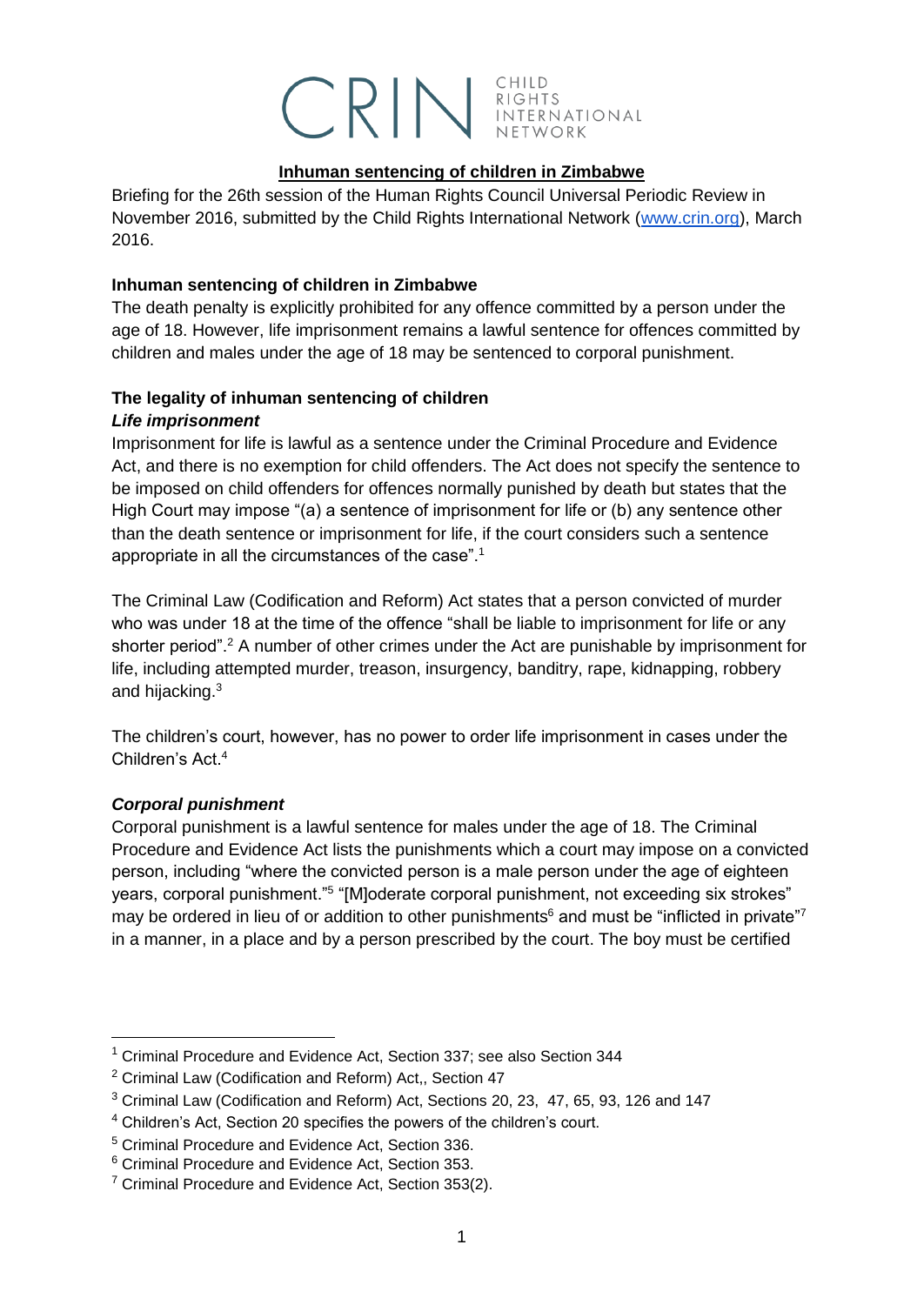CRIN CHILD RIGHTS INTERNATIONAL NETWORK

# Inhuman sentencing of children in Zimbabwe

Briefing for the 26th session of the Human Rights Council Universal Periodic Review in November 2016, submitted by the Child Rights International Network (www.crin.org), March 2016.

## Inhuman sentencing of children in Zimbabwe

The death penalty is explicitly prohibited for any offence committed by a person under the age of 18. However, life imprisonment remains a lawful sentence for offences committed by children and males under the age of 18 may be sentenced to corporal punishment.

## The legality of inhuman sentencing of children

### *Life imprisonment*

Imprisonment for life is lawful as a sentence under the Criminal Procedure and Evidence Act, and there is no exemption for child offenders. The Act does not specify the sentence to be imposed on child offenders for offences normally punished by death but states that the High Court may impose "(a) a sentence of imprisonment for life or (b) any sentence other than the death sentence or imprisonment for life, if the court considers such a sentence appropriate in all the circumstances of the case".[1]

The Criminal Law (Codification and Reform) Act states that a person convicted of murder who was under 18 at the time of the offence "shall be liable to imprisonment for life or any shorter period".[2] A number of other crimes under the Act are punishable by imprisonment for life, including attempted murder, treason, insurgency, banditry, rape, kidnapping, robbery and hijacking.[3]

The children's court, however, has no power to order life imprisonment in cases under the Children's Act.[4]

### *Corporal punishment*

Corporal punishment is a lawful sentence for males under the age of 18. The Criminal Procedure and Evidence Act lists the punishments which a court may impose on a convicted person, including "where the convicted person is a male person under the age of eighteen years, corporal punishment."[5] "[M]oderate corporal punishment, not exceeding six strokes" may be ordered in lieu of or addition to other punishments[6] and must be "inflicted in private"[7] in a manner, in a place and by a person prescribed by the court. The boy must be certified

---

[1] Criminal Procedure and Evidence Act, Section 337; see also Section 344

[2] Criminal Law (Codification and Reform) Act,, Section 47

[3] Criminal Law (Codification and Reform) Act, Sections 20, 23, 47, 65, 93, 126 and 147

[4] Children's Act, Section 20 specifies the powers of the children's court.

[5] Criminal Procedure and Evidence Act, Section 336.

[6] Criminal Procedure and Evidence Act, Section 353.

[7] Criminal Procedure and Evidence Act, Section 353(2).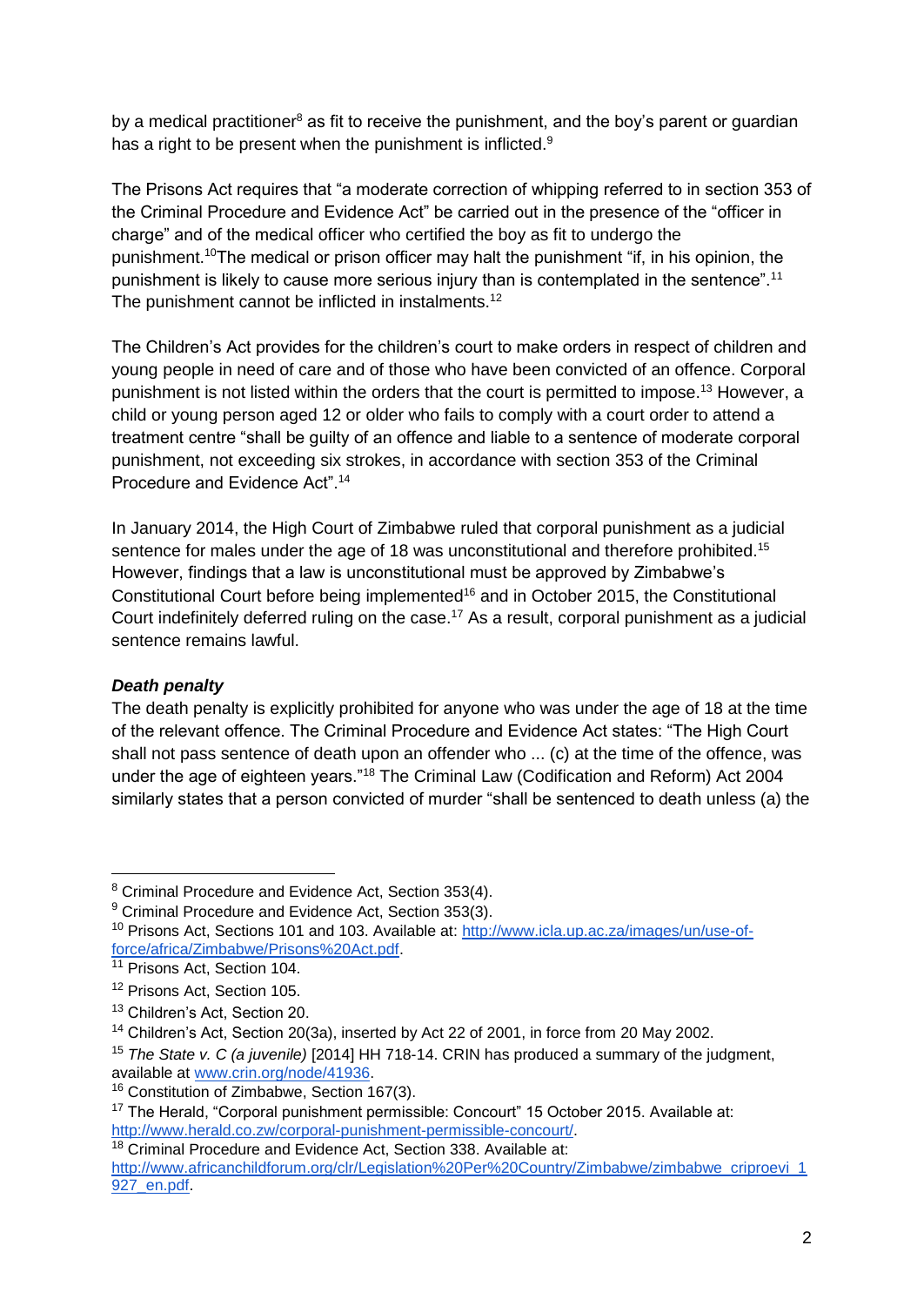by a medical practitioner[8] as fit to receive the punishment, and the boy's parent or guardian has a right to be present when the punishment is inflicted.[9]

The Prisons Act requires that "a moderate correction of whipping referred to in section 353 of the Criminal Procedure and Evidence Act" be carried out in the presence of the "officer in charge" and of the medical officer who certified the boy as fit to undergo the punishment.[10]The medical or prison officer may halt the punishment "if, in his opinion, the punishment is likely to cause more serious injury than is contemplated in the sentence".[11] The punishment cannot be inflicted in instalments.[12]

The Children's Act provides for the children's court to make orders in respect of children and young people in need of care and of those who have been convicted of an offence. Corporal punishment is not listed within the orders that the court is permitted to impose.[13] However, a child or young person aged 12 or older who fails to comply with a court order to attend a treatment centre "shall be guilty of an offence and liable to a sentence of moderate corporal punishment, not exceeding six strokes, in accordance with section 353 of the Criminal Procedure and Evidence Act".[14]

In January 2014, the High Court of Zimbabwe ruled that corporal punishment as a judicial sentence for males under the age of 18 was unconstitutional and therefore prohibited.[15] However, findings that a law is unconstitutional must be approved by Zimbabwe's Constitutional Court before being implemented[16] and in October 2015, the Constitutional Court indefinitely deferred ruling on the case.[17] As a result, corporal punishment as a judicial sentence remains lawful.

***Death penalty***

The death penalty is explicitly prohibited for anyone who was under the age of 18 at the time of the relevant offence. The Criminal Procedure and Evidence Act states: "The High Court shall not pass sentence of death upon an offender who ... (c) at the time of the offence, was under the age of eighteen years."[18] The Criminal Law (Codification and Reform) Act 2004 similarly states that a person convicted of murder "shall be sentenced to death unless (a) the

---

[8] Criminal Procedure and Evidence Act, Section 353(4).

[9] Criminal Procedure and Evidence Act, Section 353(3).

[10] Prisons Act, Sections 101 and 103. Available at: http://www.icla.up.ac.za/images/un/use-of-force/africa/Zimbabwe/Prisons%20Act.pdf.

[11] Prisons Act, Section 104.

[12] Prisons Act, Section 105.

[13] Children's Act, Section 20.

[14] Children's Act, Section 20(3a), inserted by Act 22 of 2001, in force from 20 May 2002.

[15] *The State v. C (a juvenile)* [2014] HH 718-14. CRIN has produced a summary of the judgment, available at www.crin.org/node/41936.

[16] Constitution of Zimbabwe, Section 167(3).

[17] The Herald, "Corporal punishment permissible: Concourt" 15 October 2015. Available at: http://www.herald.co.zw/corporal-punishment-permissible-concourt/.

[18] Criminal Procedure and Evidence Act, Section 338. Available at: http://www.africanchildforum.org/clr/Legislation%20Per%20Country/Zimbabwe/zimbabwe_criproevi_1927_en.pdf.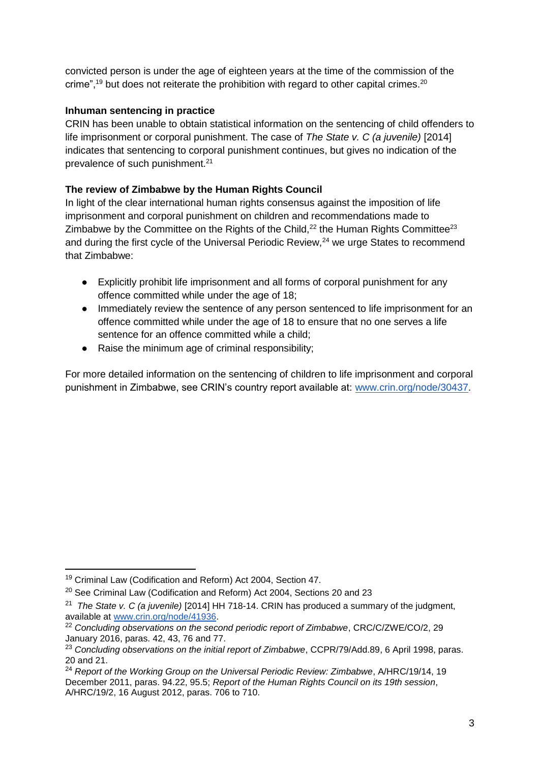convicted person is under the age of eighteen years at the time of the commission of the crime",[19] but does not reiterate the prohibition with regard to other capital crimes.[20]

**Inhuman sentencing in practice**

CRIN has been unable to obtain statistical information on the sentencing of child offenders to life imprisonment or corporal punishment. The case of *The State v. C (a juvenile)* [2014] indicates that sentencing to corporal punishment continues, but gives no indication of the prevalence of such punishment.[21]

**The review of Zimbabwe by the Human Rights Council**

In light of the clear international human rights consensus against the imposition of life imprisonment and corporal punishment on children and recommendations made to Zimbabwe by the Committee on the Rights of the Child,[22] the Human Rights Committee[23] and during the first cycle of the Universal Periodic Review,[24] we urge States to recommend that Zimbabwe:

- Explicitly prohibit life imprisonment and all forms of corporal punishment for any offence committed while under the age of 18;
- Immediately review the sentence of any person sentenced to life imprisonment for an offence committed while under the age of 18 to ensure that no one serves a life sentence for an offence committed while a child;
- Raise the minimum age of criminal responsibility;

For more detailed information on the sentencing of children to life imprisonment and corporal punishment in Zimbabwe, see CRIN's country report available at: www.crin.org/node/30437.

---

[19] Criminal Law (Codification and Reform) Act 2004, Section 47.

[20] See Criminal Law (Codification and Reform) Act 2004, Sections 20 and 23

[21] *The State v. C (a juvenile)* [2014] HH 718-14. CRIN has produced a summary of the judgment, available at www.crin.org/node/41936.

[22] *Concluding observations on the second periodic report of Zimbabwe*, CRC/C/ZWE/CO/2, 29 January 2016, paras. 42, 43, 76 and 77.

[23] *Concluding observations on the initial report of Zimbabwe*, CCPR/79/Add.89, 6 April 1998, paras. 20 and 21.

[24] *Report of the Working Group on the Universal Periodic Review: Zimbabwe*, A/HRC/19/14, 19 December 2011, paras. 94.22, 95.5; *Report of the Human Rights Council on its 19th session*, A/HRC/19/2, 16 August 2012, paras. 706 to 710.